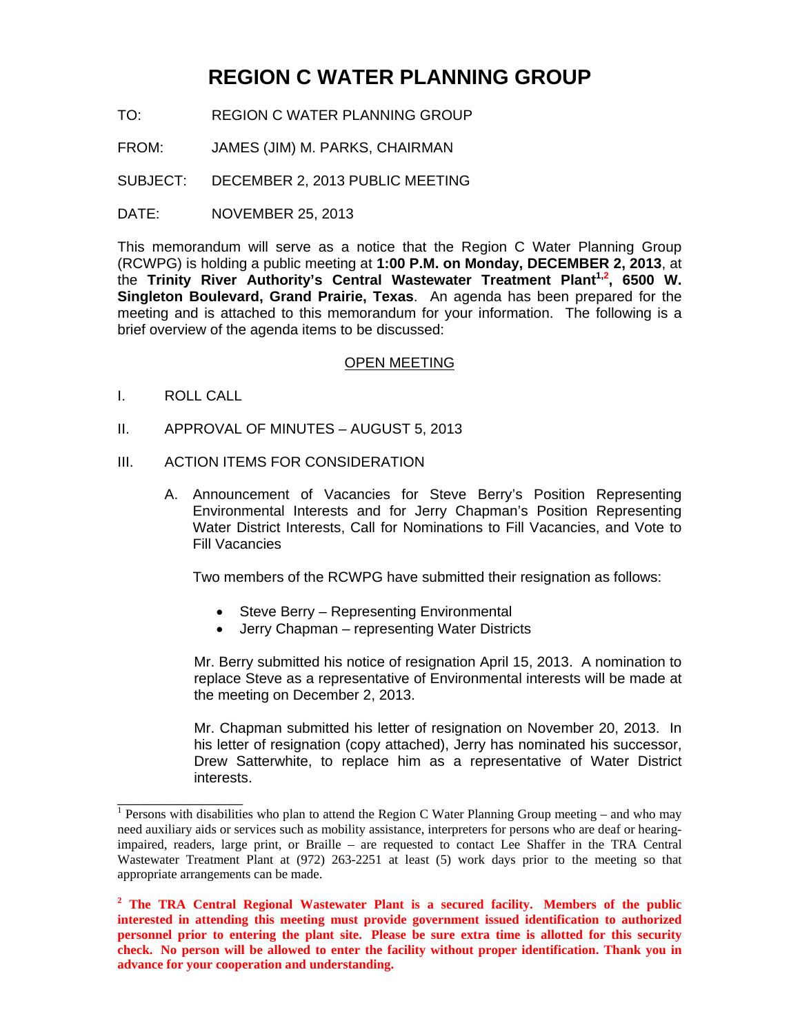# REGION C WATER PLANNING GROUP

TO: REGION C WATER PLANNING GROUP

FROM: JAMES (JIM) M. PARKS, CHAIRMAN

SUBJECT: DECEMBER 2, 2013 PUBLIC MEETING

DATE: NOVEMBER 25, 2013

This memorandum will serve as a notice that the Region C Water Planning Group (RCWPG) is holding a public meeting at **1:00 P.M. on Monday, DECEMBER 2, 2013**, at the **Trinity River Authority's Central Wastewater Treatment Plant[1,2], 6500 W. Singleton Boulevard, Grand Prairie, Texas**. An agenda has been prepared for the meeting and is attached to this memorandum for your information. The following is a brief overview of the agenda items to be discussed:

<u>OPEN MEETING</u>

I. ROLL CALL

II. APPROVAL OF MINUTES – AUGUST 5, 2013

III. ACTION ITEMS FOR CONSIDERATION

A. Announcement of Vacancies for Steve Berry's Position Representing Environmental Interests and for Jerry Chapman's Position Representing Water District Interests, Call for Nominations to Fill Vacancies, and Vote to Fill Vacancies

Two members of the RCWPG have submitted their resignation as follows:

- Steve Berry – Representing Environmental
- Jerry Chapman – representing Water Districts

Mr. Berry submitted his notice of resignation April 15, 2013. A nomination to replace Steve as a representative of Environmental interests will be made at the meeting on December 2, 2013.

Mr. Chapman submitted his letter of resignation on November 20, 2013. In his letter of resignation (copy attached), Jerry has nominated his successor, Drew Satterwhite, to replace him as a representative of Water District interests.

---

[1] Persons with disabilities who plan to attend the Region C Water Planning Group meeting – and who may need auxiliary aids or services such as mobility assistance, interpreters for persons who are deaf or hearing-impaired, readers, large print, or Braille – are requested to contact Lee Shaffer in the TRA Central Wastewater Treatment Plant at (972) 263-2251 at least (5) work days prior to the meeting so that appropriate arrangements can be made.

[2] **The TRA Central Regional Wastewater Plant is a secured facility. Members of the public interested in attending this meeting must provide government issued identification to authorized personnel prior to entering the plant site. Please be sure extra time is allotted for this security check. No person will be allowed to enter the facility without proper identification. Thank you in advance for your cooperation and understanding.**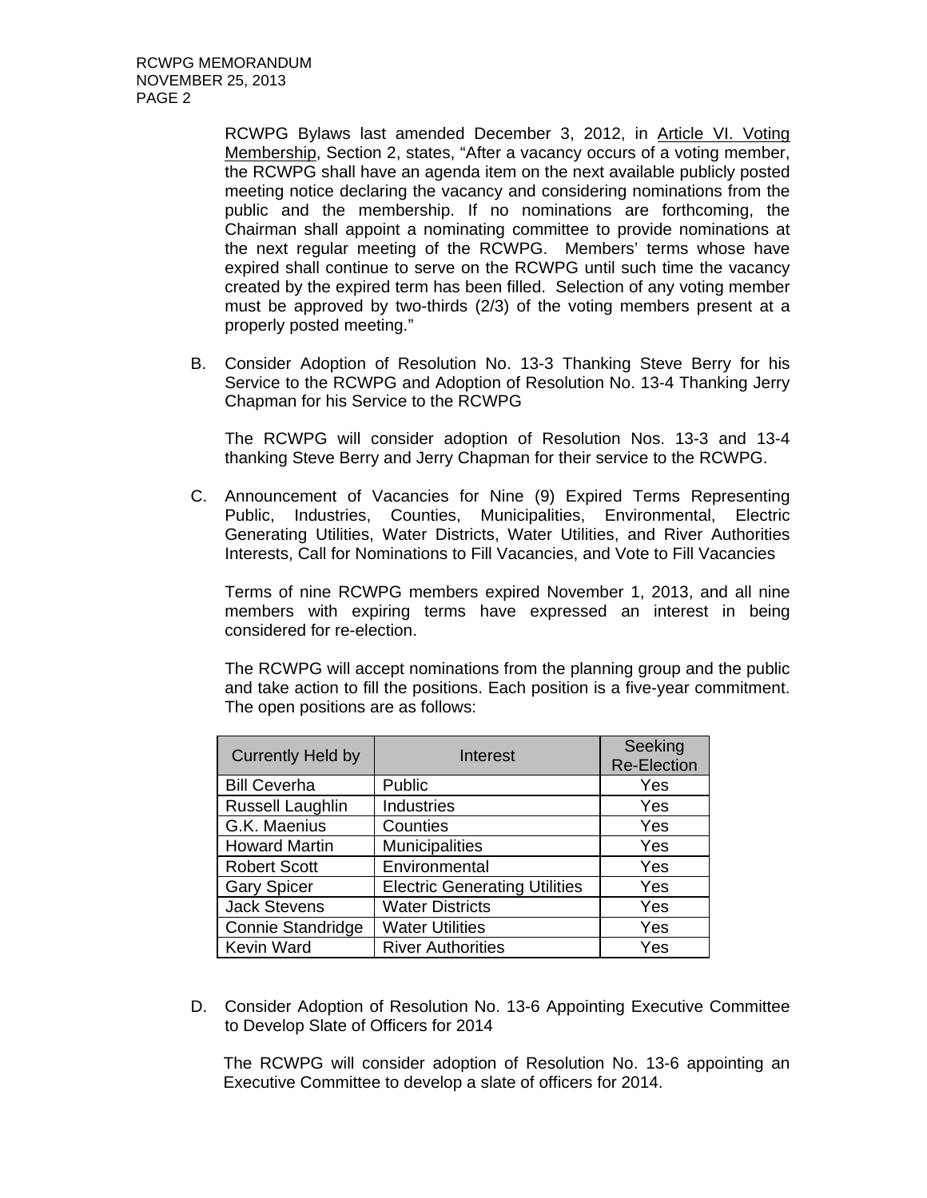RCWPG Bylaws last amended December 3, 2012, in <u>Article VI. Voting Membership</u>, Section 2, states, "After a vacancy occurs of a voting member, the RCWPG shall have an agenda item on the next available publicly posted meeting notice declaring the vacancy and considering nominations from the public and the membership. If no nominations are forthcoming, the Chairman shall appoint a nominating committee to provide nominations at the next regular meeting of the RCWPG. Members' terms whose have expired shall continue to serve on the RCWPG until such time the vacancy created by the expired term has been filled. Selection of any voting member must be approved by two-thirds (2/3) of the voting members present at a properly posted meeting."

B. Consider Adoption of Resolution No. 13-3 Thanking Steve Berry for his Service to the RCWPG and Adoption of Resolution No. 13-4 Thanking Jerry Chapman for his Service to the RCWPG

The RCWPG will consider adoption of Resolution Nos. 13-3 and 13-4 thanking Steve Berry and Jerry Chapman for their service to the RCWPG.

C. Announcement of Vacancies for Nine (9) Expired Terms Representing Public, Industries, Counties, Municipalities, Environmental, Electric Generating Utilities, Water Districts, Water Utilities, and River Authorities Interests, Call for Nominations to Fill Vacancies, and Vote to Fill Vacancies

Terms of nine RCWPG members expired November 1, 2013, and all nine members with expiring terms have expressed an interest in being considered for re-election.

The RCWPG will accept nominations from the planning group and the public and take action to fill the positions. Each position is a five-year commitment. The open positions are as follows:

| Currently Held by | Interest | Seeking Re-Election |
|---|---|---|
| Bill Ceverha | Public | Yes |
| Russell Laughlin | Industries | Yes |
| G.K. Maenius | Counties | Yes |
| Howard Martin | Municipalities | Yes |
| Robert Scott | Environmental | Yes |
| Gary Spicer | Electric Generating Utilities | Yes |
| Jack Stevens | Water Districts | Yes |
| Connie Standridge | Water Utilities | Yes |
| Kevin Ward | River Authorities | Yes |

D. Consider Adoption of Resolution No. 13-6 Appointing Executive Committee to Develop Slate of Officers for 2014

The RCWPG will consider adoption of Resolution No. 13-6 appointing an Executive Committee to develop a slate of officers for 2014.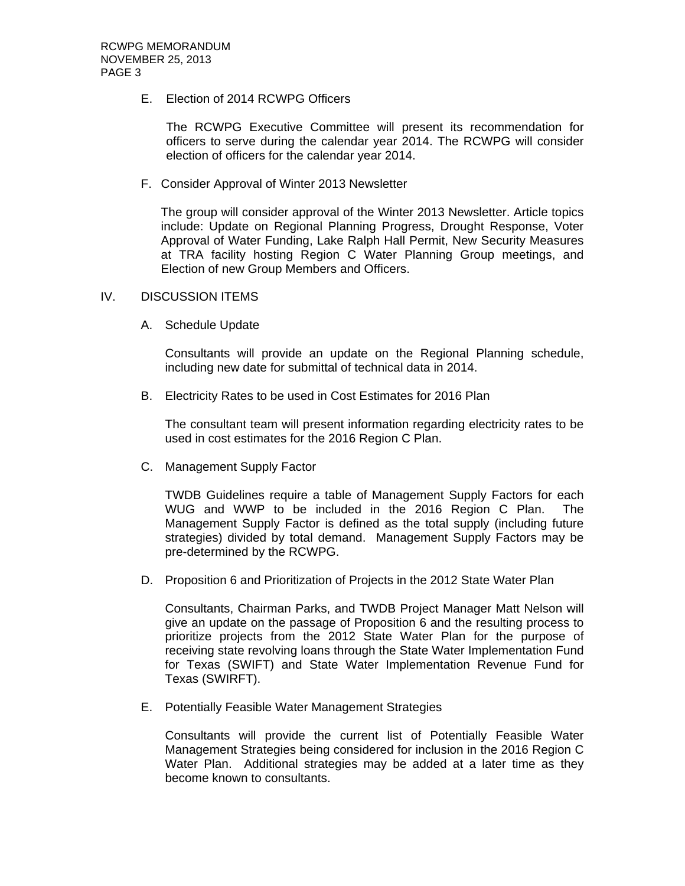E. Election of 2014 RCWPG Officers

The RCWPG Executive Committee will present its recommendation for officers to serve during the calendar year 2014. The RCWPG will consider election of officers for the calendar year 2014.

F. Consider Approval of Winter 2013 Newsletter

The group will consider approval of the Winter 2013 Newsletter. Article topics include: Update on Regional Planning Progress, Drought Response, Voter Approval of Water Funding, Lake Ralph Hall Permit, New Security Measures at TRA facility hosting Region C Water Planning Group meetings, and Election of new Group Members and Officers.

## IV. DISCUSSION ITEMS

A. Schedule Update

Consultants will provide an update on the Regional Planning schedule, including new date for submittal of technical data in 2014.

B. Electricity Rates to be used in Cost Estimates for 2016 Plan

The consultant team will present information regarding electricity rates to be used in cost estimates for the 2016 Region C Plan.

C. Management Supply Factor

TWDB Guidelines require a table of Management Supply Factors for each WUG and WWP to be included in the 2016 Region C Plan. The Management Supply Factor is defined as the total supply (including future strategies) divided by total demand. Management Supply Factors may be pre-determined by the RCWPG.

D. Proposition 6 and Prioritization of Projects in the 2012 State Water Plan

Consultants, Chairman Parks, and TWDB Project Manager Matt Nelson will give an update on the passage of Proposition 6 and the resulting process to prioritize projects from the 2012 State Water Plan for the purpose of receiving state revolving loans through the State Water Implementation Fund for Texas (SWIFT) and State Water Implementation Revenue Fund for Texas (SWIRFT).

E. Potentially Feasible Water Management Strategies

Consultants will provide the current list of Potentially Feasible Water Management Strategies being considered for inclusion in the 2016 Region C Water Plan. Additional strategies may be added at a later time as they become known to consultants.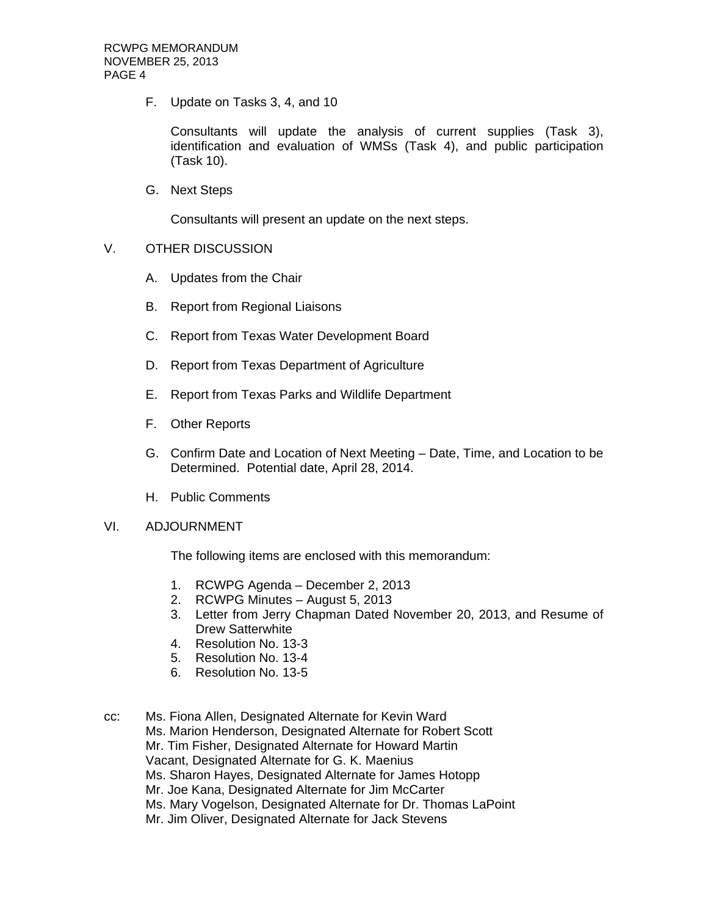F. Update on Tasks 3, 4, and 10

Consultants will update the analysis of current supplies (Task 3), identification and evaluation of WMSs (Task 4), and public participation (Task 10).

G. Next Steps

Consultants will present an update on the next steps.

V. OTHER DISCUSSION

A. Updates from the Chair

B. Report from Regional Liaisons

C. Report from Texas Water Development Board

D. Report from Texas Department of Agriculture

E. Report from Texas Parks and Wildlife Department

F. Other Reports

G. Confirm Date and Location of Next Meeting – Date, Time, and Location to be Determined. Potential date, April 28, 2014.

H. Public Comments

VI. ADJOURNMENT

The following items are enclosed with this memorandum:

1. RCWPG Agenda – December 2, 2013
2. RCWPG Minutes – August 5, 2013
3. Letter from Jerry Chapman Dated November 20, 2013, and Resume of Drew Satterwhite
4. Resolution No. 13-3
5. Resolution No. 13-4
6. Resolution No. 13-5

cc: Ms. Fiona Allen, Designated Alternate for Kevin Ward
Ms. Marion Henderson, Designated Alternate for Robert Scott
Mr. Tim Fisher, Designated Alternate for Howard Martin
Vacant, Designated Alternate for G. K. Maenius
Ms. Sharon Hayes, Designated Alternate for James Hotopp
Mr. Joe Kana, Designated Alternate for Jim McCarter
Ms. Mary Vogelson, Designated Alternate for Dr. Thomas LaPoint
Mr. Jim Oliver, Designated Alternate for Jack Stevens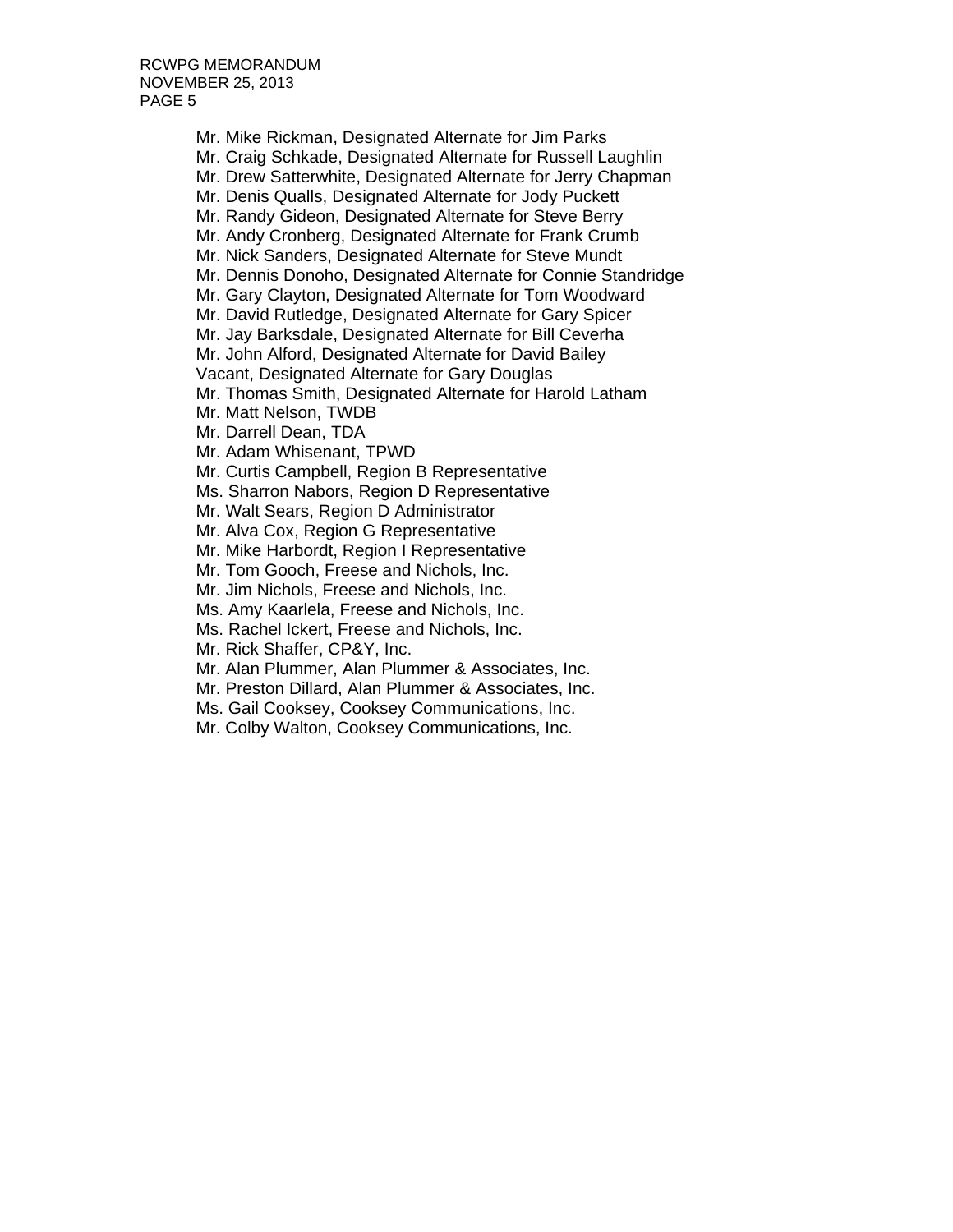Mr. Mike Rickman, Designated Alternate for Jim Parks
Mr. Craig Schkade, Designated Alternate for Russell Laughlin
Mr. Drew Satterwhite, Designated Alternate for Jerry Chapman
Mr. Denis Qualls, Designated Alternate for Jody Puckett
Mr. Randy Gideon, Designated Alternate for Steve Berry
Mr. Andy Cronberg, Designated Alternate for Frank Crumb
Mr. Nick Sanders, Designated Alternate for Steve Mundt
Mr. Dennis Donoho, Designated Alternate for Connie Standridge
Mr. Gary Clayton, Designated Alternate for Tom Woodward
Mr. David Rutledge, Designated Alternate for Gary Spicer
Mr. Jay Barksdale, Designated Alternate for Bill Ceverha
Mr. John Alford, Designated Alternate for David Bailey
Vacant, Designated Alternate for Gary Douglas
Mr. Thomas Smith, Designated Alternate for Harold Latham
Mr. Matt Nelson, TWDB
Mr. Darrell Dean, TDA
Mr. Adam Whisenant, TPWD
Mr. Curtis Campbell, Region B Representative
Ms. Sharron Nabors, Region D Representative
Mr. Walt Sears, Region D Administrator
Mr. Alva Cox, Region G Representative
Mr. Mike Harbordt, Region I Representative
Mr. Tom Gooch, Freese and Nichols, Inc.
Mr. Jim Nichols, Freese and Nichols, Inc.
Ms. Amy Kaarlela, Freese and Nichols, Inc.
Ms. Rachel Ickert, Freese and Nichols, Inc.
Mr. Rick Shaffer, CP&Y, Inc.
Mr. Alan Plummer, Alan Plummer & Associates, Inc.
Mr. Preston Dillard, Alan Plummer & Associates, Inc.
Ms. Gail Cooksey, Cooksey Communications, Inc.
Mr. Colby Walton, Cooksey Communications, Inc.